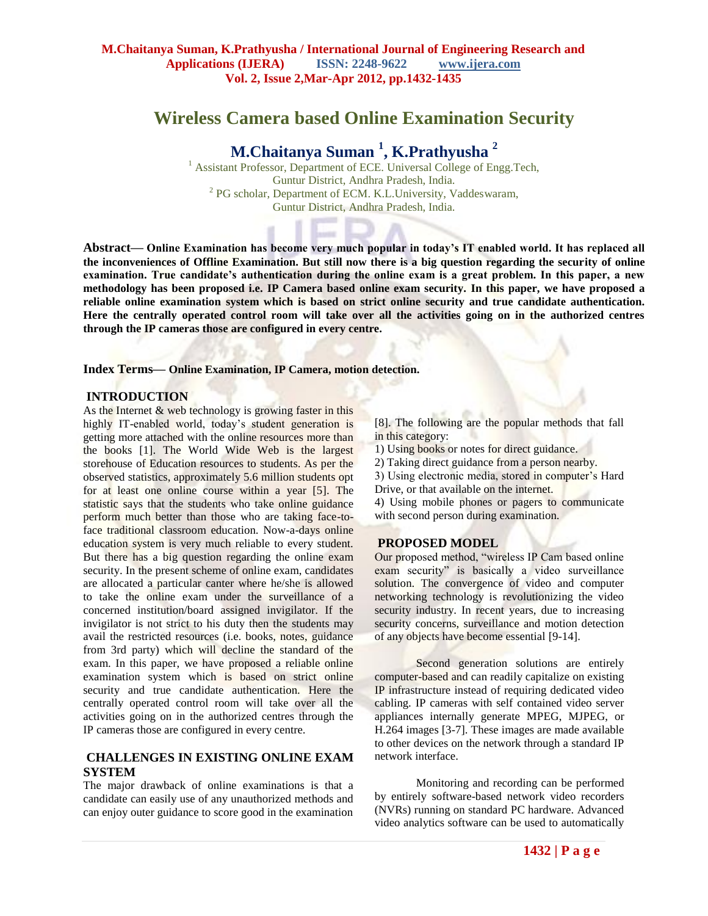# Wireless Camera based Online Examination Security

**M.Chaitanya Suman [1], K.Prathyusha [2]**

[1] Assistant Professor, Department of ECE. Universal College of Engg.Tech, Guntur District, Andhra Pradesh, India.
[2] PG scholar, Department of ECM. K.L.University, Vaddeswaram, Guntur District, Andhra Pradesh, India.

**Abstract— Online Examination has become very much popular in today's IT enabled world. It has replaced all the inconveniences of Offline Examination. But still now there is a big question regarding the security of online examination. True candidate's authentication during the online exam is a great problem. In this paper, a new methodology has been proposed i.e. IP Camera based online exam security. In this paper, we have proposed a reliable online examination system which is based on strict online security and true candidate authentication. Here the centrally operated control room will take over all the activities going on in the authorized centres through the IP cameras those are configured in every centre.**

**Index Terms— Online Examination, IP Camera, motion detection.**

## INTRODUCTION

As the Internet & web technology is growing faster in this highly IT-enabled world, today's student generation is getting more attached with the online resources more than the books [1]. The World Wide Web is the largest storehouse of Education resources to students. As per the observed statistics, approximately 5.6 million students opt for at least one online course within a year [5]. The statistic says that the students who take online guidance perform much better than those who are taking face-to-face traditional classroom education. Now-a-days online education system is very much reliable to every student. But there has a big question regarding the online exam security. In the present scheme of online exam, candidates are allocated a particular canter where he/she is allowed to take the online exam under the surveillance of a concerned institution/board assigned invigilator. If the invigilator is not strict to his duty then the students may avail the restricted resources (i.e. books, notes, guidance from 3rd party) which will decline the standard of the exam. In this paper, we have proposed a reliable online examination system which is based on strict online security and true candidate authentication. Here the centrally operated control room will take over all the activities going on in the authorized centres through the IP cameras those are configured in every centre.

## CHALLENGES IN EXISTING ONLINE EXAM SYSTEM

The major drawback of online examinations is that a candidate can easily use of any unauthorized methods and can enjoy outer guidance to score good in the examination [8]. The following are the popular methods that fall in this category:

1) Using books or notes for direct guidance.
2) Taking direct guidance from a person nearby.
3) Using electronic media, stored in computer's Hard Drive, or that available on the internet.
4) Using mobile phones or pagers to communicate with second person during examination.

## PROPOSED MODEL

Our proposed method, "wireless IP Cam based online exam security" is basically a video surveillance solution. The convergence of video and computer networking technology is revolutionizing the video security industry. In recent years, due to increasing security concerns, surveillance and motion detection of any objects have become essential [9-14].

Second generation solutions are entirely computer-based and can readily capitalize on existing IP infrastructure instead of requiring dedicated video cabling. IP cameras with self contained video server appliances internally generate MPEG, MJPEG, or H.264 images [3-7]. These images are made available to other devices on the network through a standard IP network interface.

Monitoring and recording can be performed by entirely software-based network video recorders (NVRs) running on standard PC hardware. Advanced video analytics software can be used to automatically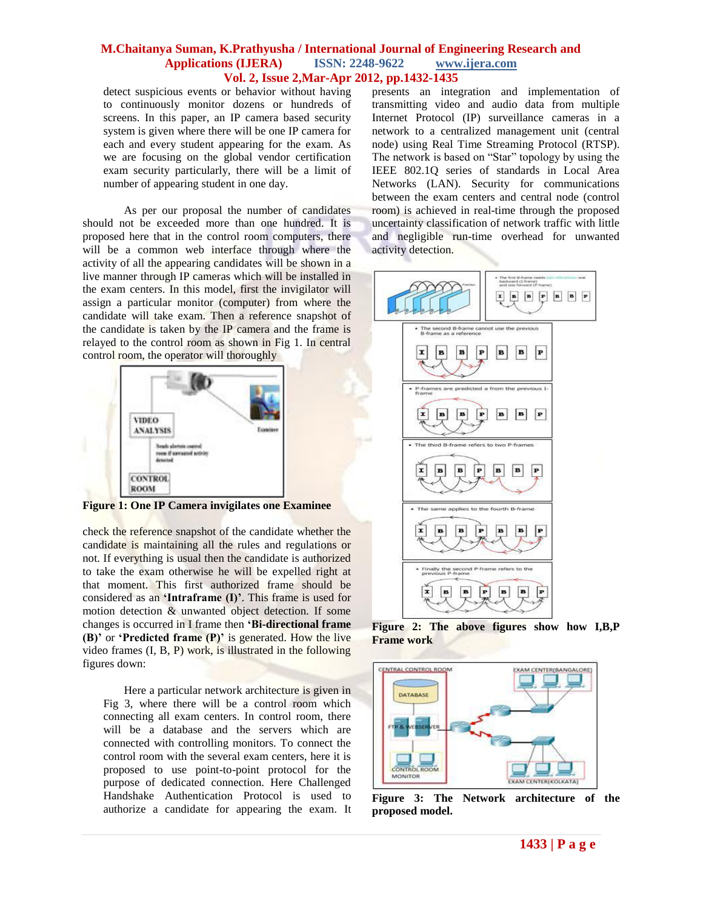detect suspicious events or behavior without having to continuously monitor dozens or hundreds of screens. In this paper, an IP camera based security system is given where there will be one IP camera for each and every student appearing for the exam. As we are focusing on the global vendor certification exam security particularly, there will be a limit of number of appearing student in one day.

As per our proposal the number of candidates should not be exceeded more than one hundred. It is proposed here that in the control room computers, there will be a common web interface through where the activity of all the appearing candidates will be shown in a live manner through IP cameras which will be installed in the exam centers. In this model, first the invigilator will assign a particular monitor (computer) from where the candidate will take exam. Then a reference snapshot of the candidate is taken by the IP camera and the frame is relayed to the control room as shown in Fig 1. In central control room, the operator will thoroughly

**Figure 1: One IP Camera invigilates one Examinee**

check the reference snapshot of the candidate whether the candidate is maintaining all the rules and regulations or not. If everything is usual then the candidate is authorized to take the exam otherwise he will be expelled right at that moment. This first authorized frame should be considered as an **'Intraframe (I)'**. This frame is used for motion detection & unwanted object detection. If some changes is occurred in I frame then **'Bi-directional frame (B)'** or **'Predicted frame (P)'** is generated. How the live video frames (I, B, P) work, is illustrated in the following figures down:

Here a particular network architecture is given in Fig 3, where there will be a control room which connecting all exam centers. In control room, there will be a database and the servers which are connected with controlling monitors. To connect the control room with the several exam centers, here it is proposed to use point-to-point protocol for the purpose of dedicated connection. Here Challenged Handshake Authentication Protocol is used to authorize a candidate for appearing the exam. It presents an integration and implementation of transmitting video and audio data from multiple Internet Protocol (IP) surveillance cameras in a network to a centralized management unit (central node) using Real Time Streaming Protocol (RTSP). The network is based on "Star" topology by using the IEEE 802.1Q series of standards in Local Area Networks (LAN). Security for communications between the exam centers and central node (control room) is achieved in real-time through the proposed uncertainty classification of network traffic with little and negligible run-time overhead for unwanted activity detection.

**Figure 2: The above figures show how I,B,P Frame work**

**Figure 3: The Network architecture of the proposed model.**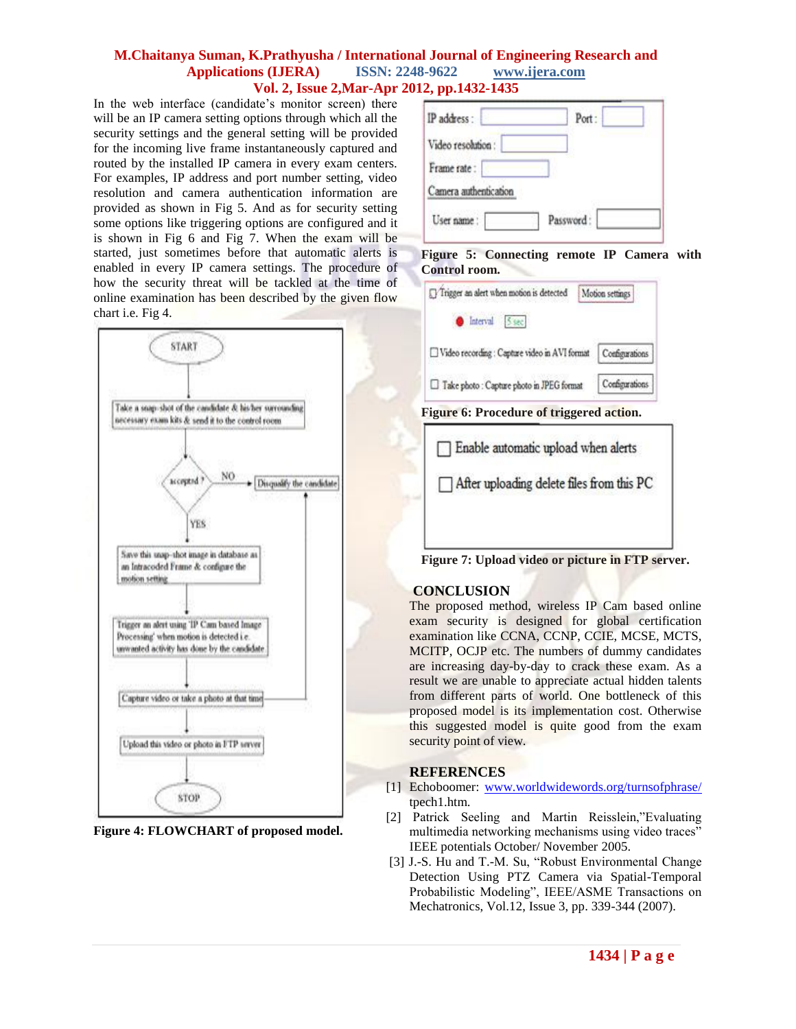In the web interface (candidate's monitor screen) there will be an IP camera setting options through which all the security settings and the general setting will be provided for the incoming live frame instantaneously captured and routed by the installed IP camera in every exam centers. For examples, IP address and port number setting, video resolution and camera authentication information are provided as shown in Fig 5. And as for security setting some options like triggering options are configured and it is shown in Fig 6 and Fig 7. When the exam will be started, just sometimes before that automatic alerts is enabled in every IP camera settings. The procedure of how the security threat will be tackled at the time of online examination has been described by the given flow chart i.e. Fig 4.

**Figure 4: FLOWCHART of proposed model.**

**Figure 5: Connecting remote IP Camera with Control room.**

**Figure 6: Procedure of triggered action.**

**Figure 7: Upload video or picture in FTP server.**

## CONCLUSION

The proposed method, wireless IP Cam based online exam security is designed for global certification examination like CCNA, CCNP, CCIE, MCSE, MCTS, MCITP, OCJP etc. The numbers of dummy candidates are increasing day-by-day to crack these exam. As a result we are unable to appreciate actual hidden talents from different parts of world. One bottleneck of this proposed model is its implementation cost. Otherwise this suggested model is quite good from the exam security point of view.

## REFERENCES

[1] Echoboomer: www.worldwidewords.org/turnsofphrase/tpech1.htm.

[2] Patrick Seeling and Martin Reisslein,"Evaluating multimedia networking mechanisms using video traces" IEEE potentials October/ November 2005.

[3] J.-S. Hu and T.-M. Su, "Robust Environmental Change Detection Using PTZ Camera via Spatial-Temporal Probabilistic Modeling", IEEE/ASME Transactions on Mechatronics, Vol.12, Issue 3, pp. 339-344 (2007).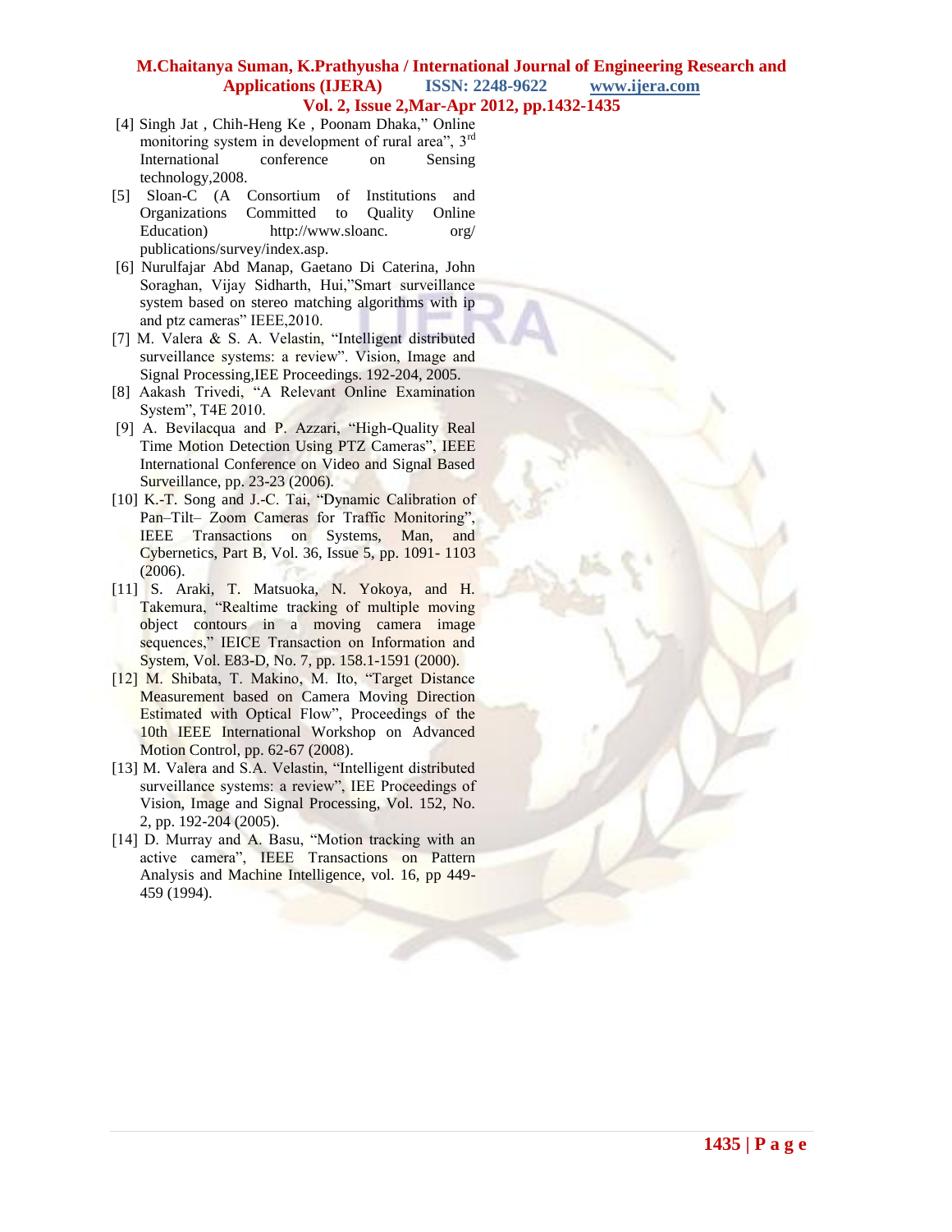[4] Singh Jat , Chih-Heng Ke , Poonam Dhaka," Online monitoring system in development of rural area", 3rd International conference on Sensing technology,2008.

[5] Sloan-C (A Consortium of Institutions and Organizations Committed to Quality Online Education) http://www.sloanc. org/ publications/survey/index.asp.

[6] Nurulfajar Abd Manap, Gaetano Di Caterina, John Soraghan, Vijay Sidharth, Hui,"Smart surveillance system based on stereo matching algorithms with ip and ptz cameras" IEEE,2010.

[7] M. Valera & S. A. Velastin, "Intelligent distributed surveillance systems: a review". Vision, Image and Signal Processing,IEE Proceedings. 192-204, 2005.

[8] Aakash Trivedi, "A Relevant Online Examination System", T4E 2010.

[9] A. Bevilacqua and P. Azzari, "High-Quality Real Time Motion Detection Using PTZ Cameras", IEEE International Conference on Video and Signal Based Surveillance, pp. 23-23 (2006).

[10] K.-T. Song and J.-C. Tai, "Dynamic Calibration of Pan–Tilt– Zoom Cameras for Traffic Monitoring", IEEE Transactions on Systems, Man, and Cybernetics, Part B, Vol. 36, Issue 5, pp. 1091- 1103 (2006).

[11] S. Araki, T. Matsuoka, N. Yokoya, and H. Takemura, "Realtime tracking of multiple moving object contours in a moving camera image sequences," IEICE Transaction on Information and System, Vol. E83-D, No. 7, pp. 158.1-1591 (2000).

[12] M. Shibata, T. Makino, M. Ito, "Target Distance Measurement based on Camera Moving Direction Estimated with Optical Flow", Proceedings of the 10th IEEE International Workshop on Advanced Motion Control, pp. 62-67 (2008).

[13] M. Valera and S.A. Velastin, "Intelligent distributed surveillance systems: a review", IEE Proceedings of Vision, Image and Signal Processing, Vol. 152, No. 2, pp. 192-204 (2005).

[14] D. Murray and A. Basu, "Motion tracking with an active camera", IEEE Transactions on Pattern Analysis and Machine Intelligence, vol. 16, pp 449-459 (1994).